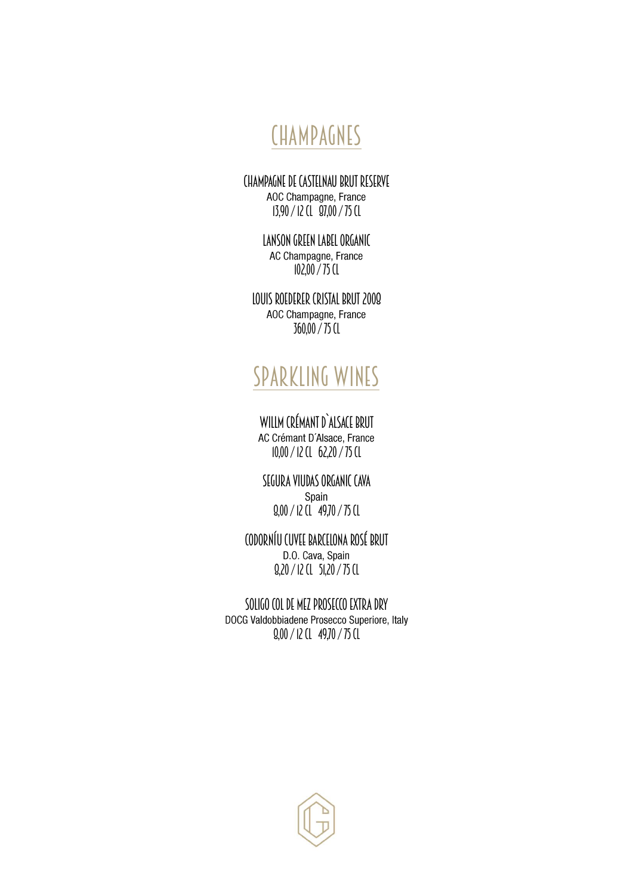# CHAMPAGNES

### CHAMPAGNE DE CASTELNAU BRUT RESERVE
AOC Champagne, France
13,90 / 12 CL   87,00 / 75 CL

### LANSON GREEN LABEL ORGANIC
AC Champagne, France
102,00 / 75 CL

### LOUIS ROEDERER CRISTAL BRUT 2008
AOC Champagne, France
360,00 / 75 CL

# SPARKLING WINES

### WILLM CRÉMANT D`ALSACE BRUT
AC Crémant D´Alsace, France
10,00 / 12 CL   62,20 / 75 CL

### SEGURA VIUDAS ORGANIC CAVA
Spain
8,00 / 12 CL   49,70 / 75 CL

### CODORNÍU CUVEE BARCELONA ROSÉ BRUT
D.O. Cava, Spain
8,20 / 12 CL   51,20 / 75 CL

### SOLIGO COL DE MEZ PROSECCO EXTRA DRY
DOCG Valdobbiadene Prosecco Superiore, Italy
8,00 / 12 CL   49,70 / 75 CL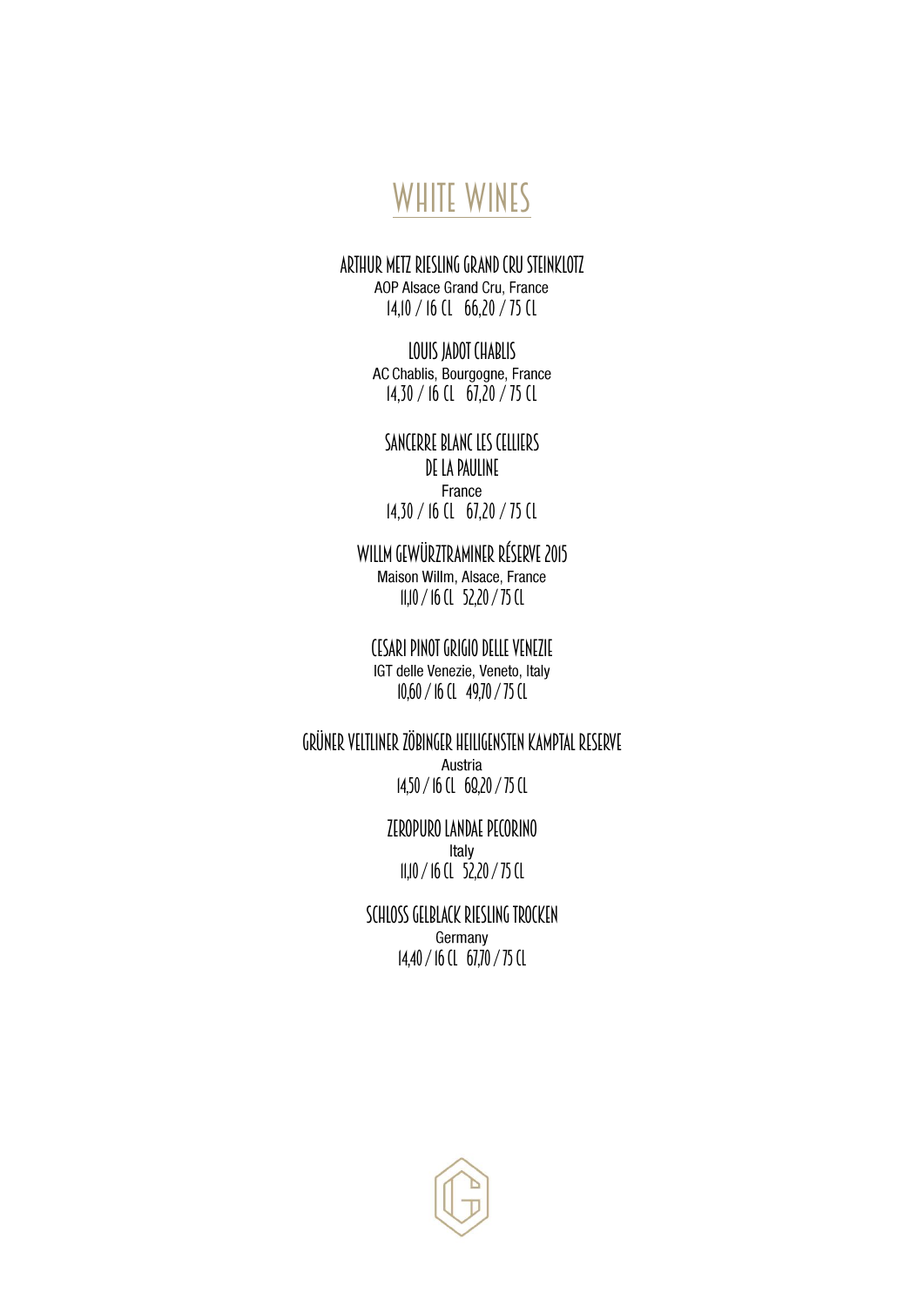# WHITE WINES

**ARTHUR METZ RIESLING GRAND CRU STEINKLOTZ**
AOP Alsace Grand Cru, France
14,10 / 16 CL 66,20 / 75 CL

**LOUIS JADOT CHABLIS**
AC Chablis, Bourgogne, France
14,30 / 16 CL 67,20 / 75 CL

**SANCERRE BLANC LES CELLIERS DE LA PAULINE**
France
14,30 / 16 CL 67,20 / 75 CL

**WILLM GEWÜRZTRAMINER RÉSERVE 2015**
Maison Willm, Alsace, France
11,10 / 16 CL 52,20 / 75 CL

**CESARI PINOT GRIGIO DELLE VENEZIE**
IGT delle Venezie, Veneto, Italy
10,60 / 16 CL 49,70 / 75 CL

**GRÜNER VELTLINER ZÖBINGER HEILIGENSTEN KAMPTAL RESERVE**
Austria
14,50 / 16 CL 68,20 / 75 CL

**ZEROPURO LANDAE PECORINO**
Italy
11,10 / 16 CL 52,20 / 75 CL

**SCHLOSS GELBLACK RIESLING TROCKEN**
Germany
14,40 / 16 CL 67,70 / 75 CL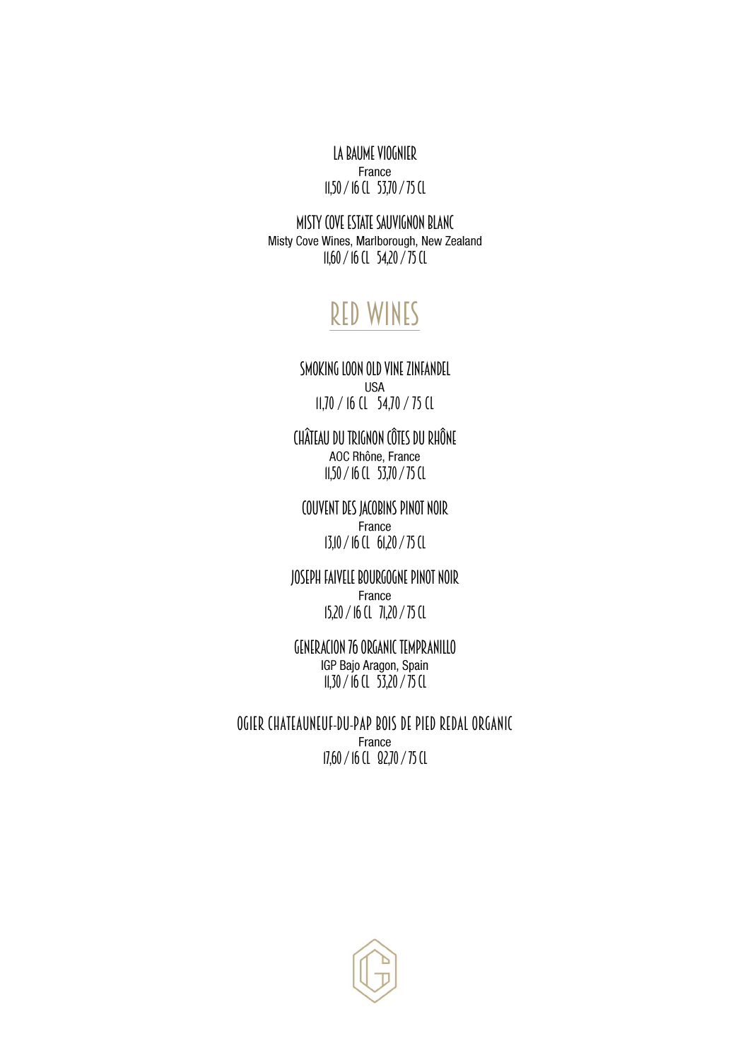LA BAUME VIOGNIER
France
11,50 / 16 CL 53,70 / 75 CL

MISTY COVE ESTATE SAUVIGNON BLANC
Misty Cove Wines, Marlborough, New Zealand
11,60 / 16 CL 54,20 / 75 CL

## RED WINES

SMOKING LOON OLD VINE ZINFANDEL
USA
11,70 / 16 CL 54,70 / 75 CL

CHÂTEAU DU TRIGNON CÔTES DU RHÔNE
AOC Rhône, France
11,50 / 16 CL 53,70 / 75 CL

COUVENT DES JACOBINS PINOT NOIR
France
13,10 / 16 CL 61,20 / 75 CL

JOSEPH FAIVELE BOURGOGNE PINOT NOIR
France
15,20 / 16 CL 71,20 / 75 CL

GENERACION 76 ORGANIC TEMPRANILLO
IGP Bajo Aragon, Spain
11,30 / 16 CL 53,20 / 75 CL

OGIER CHATEAUNEUF-DU-PAP BOIS DE PIED REDAL ORGANIC
France
17,60 / 16 CL 82,70 / 75 CL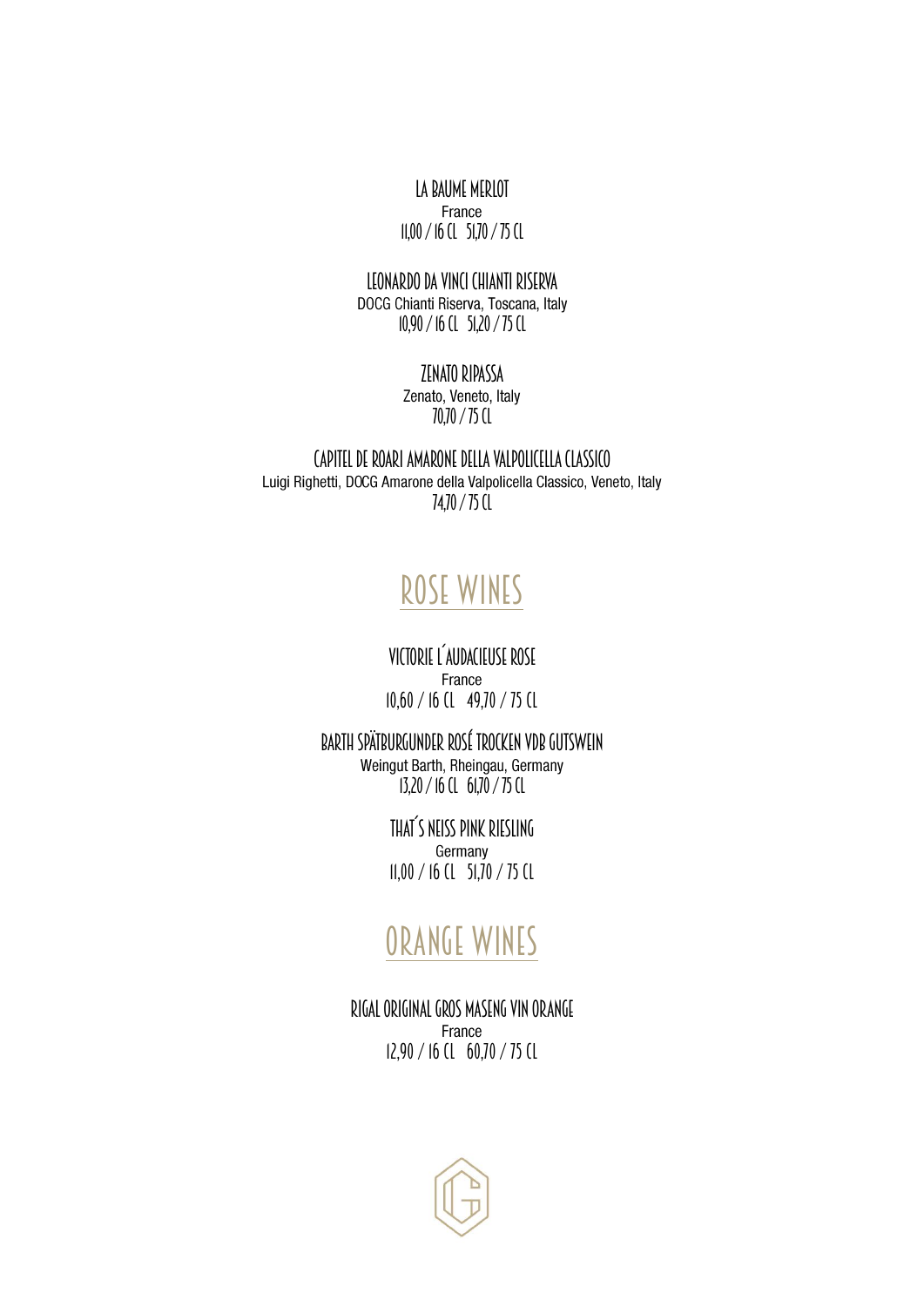**LA BAUME MERLOT**
France
11,00 / 16 CL 51,70 / 75 CL

**LEONARDO DA VINCI CHIANTI RISERVA**
DOCG Chianti Riserva, Toscana, Italy
10,90 / 16 CL 51,20 / 75 CL

**ZENATO RIPASSA**
Zenato, Veneto, Italy
70,70 / 75 CL

**CAPITEL DE ROARI AMARONE DELLA VALPOLICELLA CLASSICO**
Luigi Righetti, DOCG Amarone della Valpolicella Classico, Veneto, Italy
74,70 / 75 CL

# ROSE WINES

**VICTORIE L´AUDACIEUSE ROSE**
France
10,60 / 16 CL 49,70 / 75 CL

**BARTH SPÄTBURGUNDER ROSÉ TROCKEN VDB GUTSWEIN**
Weingut Barth, Rheingau, Germany
13,20 / 16 CL 61,70 / 75 CL

**THAT´S NEISS PINK RIESLING**
Germany
11,00 / 16 CL 51,70 / 75 CL

# ORANGE WINES

**RIGAL ORIGINAL GROS MASENG VIN ORANGE**
France
12,90 / 16 CL 60,70 / 75 CL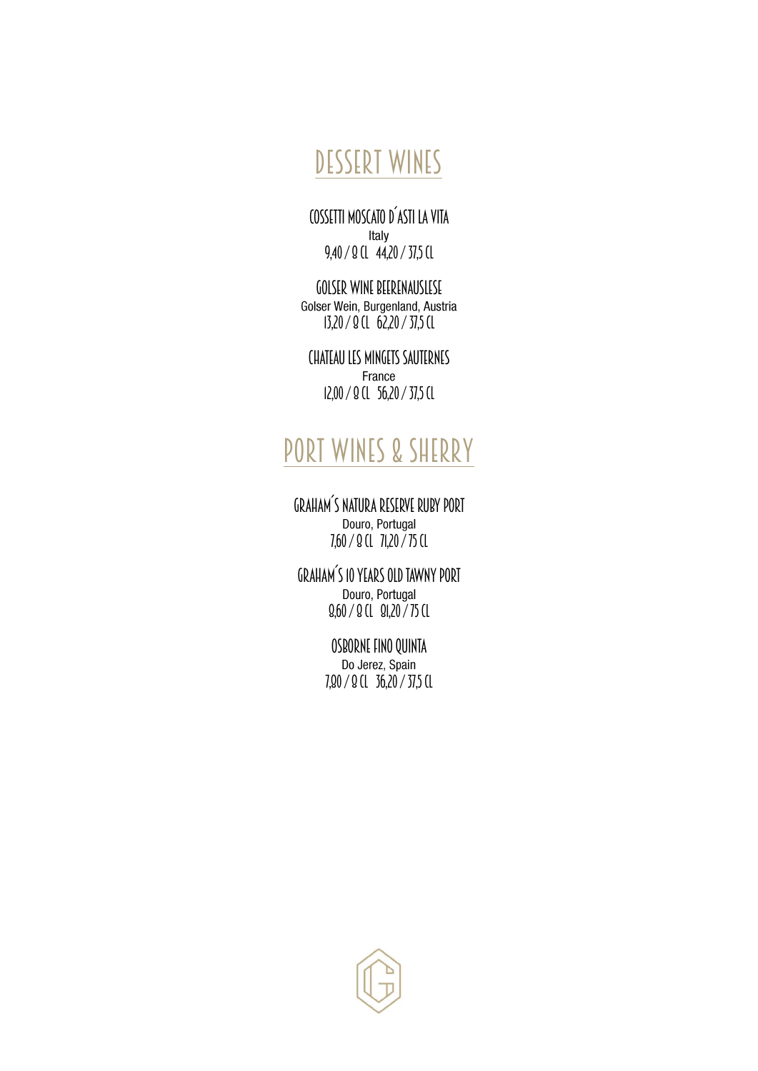# DESSERT WINES

### COSSETTI MOSCATO D´ASTI LA VITA
Italy
9,40 / 8 CL   44,20 / 37,5 CL

### GOLSER WINE BEERENAUSLESE
Golser Wein, Burgenland, Austria
13,20 / 8 CL   62,20 / 37,5 CL

### CHATEAU LES MINGETS SAUTERNES
France
12,00 / 8 CL   56,20 / 37,5 CL

# PORT WINES & SHERRY

### GRAHAM´S NATURA RESERVE RUBY PORT
Douro, Portugal
7,60 / 8 CL   71,20 / 75 CL

### GRAHAM´S 10 YEARS OLD TAWNY PORT
Douro, Portugal
8,60 / 8 CL   81,20 / 75 CL

### OSBORNE FINO QUINTA
Do Jerez, Spain
7,80 / 8 CL   36,20 / 37,5 CL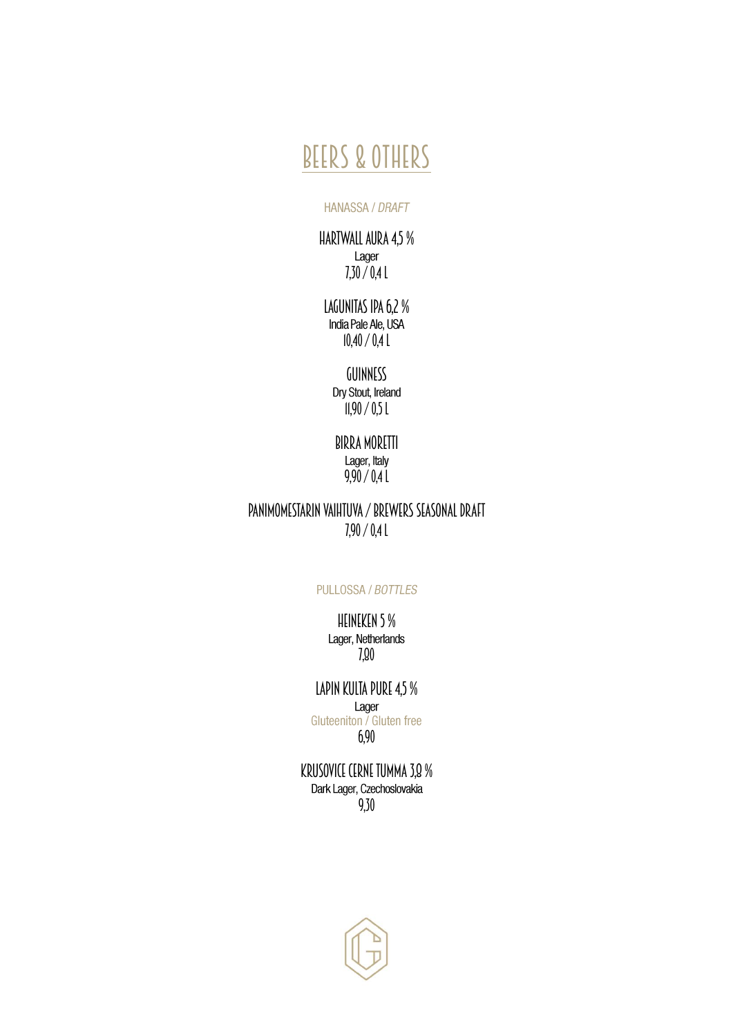# BEERS & OTHERS

## HANASSA / *DRAFT*

**HARTWALL AURA 4,5 %**
Lager
7,30 / 0,4 L

**LAGUNITAS IPA 6,2 %**
India Pale Ale, USA
10,40 / 0,4 L

**GUINNESS**
Dry Stout, Ireland
11,90 / 0,5 L

**BIRRA MORETTI**
Lager, Italy
9,90 / 0,4 L

**PANIMOMESTARIN VAIHTUVA / BREWERS SEASONAL DRAFT**
7,90 / 0,4 L

## PULLOSSA / *BOTTLES*

**HEINEKEN 5 %**
Lager, Netherlands
7,80

**LAPIN KULTA PURE 4,5 %**
Lager
Gluteeniton / Gluten free
6,90

**KRUSOVICE CERNE TUMMA 3,8 %**
Dark Lager, Czechoslovakia
9,30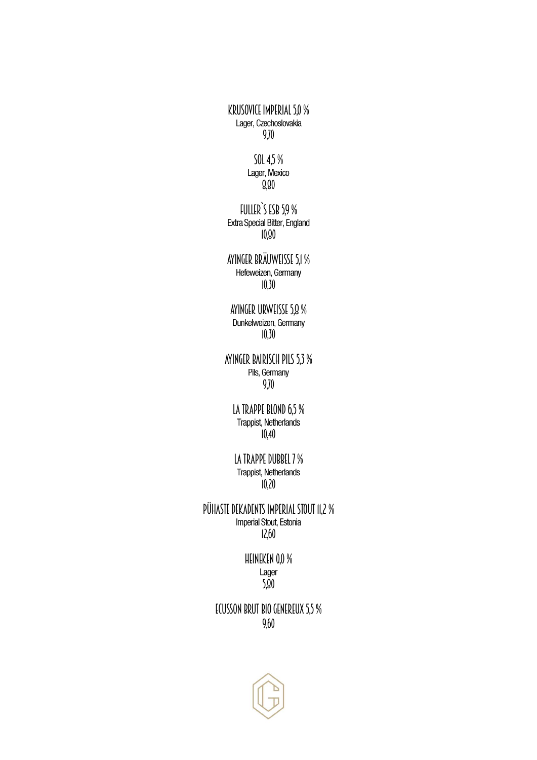**KRUSOVICE IMPERIAL 5,0 %**
Lager, Czechoslovakia
9,70

**SOL 4,5 %**
Lager, Mexico
8,80

**FULLER`S ESB 5,9 %**
Extra Special Bitter, England
10,80

**AYINGER BRÄUWEISSE 5,1 %**
Hefeweizen, Germany
10,30

**AYINGER URWEISSE 5,8 %**
Dunkelweizen, Germany
10,30

**AYINGER BAIRISCH PILS 5,3 %**
Pils, Germany
9,70

**LA TRAPPE BLOND 6,5 %**
Trappist, Netherlands
10,40

**LA TRAPPE DUBBEL 7 %**
Trappist, Netherlands
10,20

**PÜHASTE DEKADENTS IMPERIAL STOUT 11,2 %**
Imperial Stout, Estonia
12,60

**HEINEKEN 0,0 %**
Lager
5,80

**ECUSSON BRUT BIO GENEREUX 5,5 %**
9,60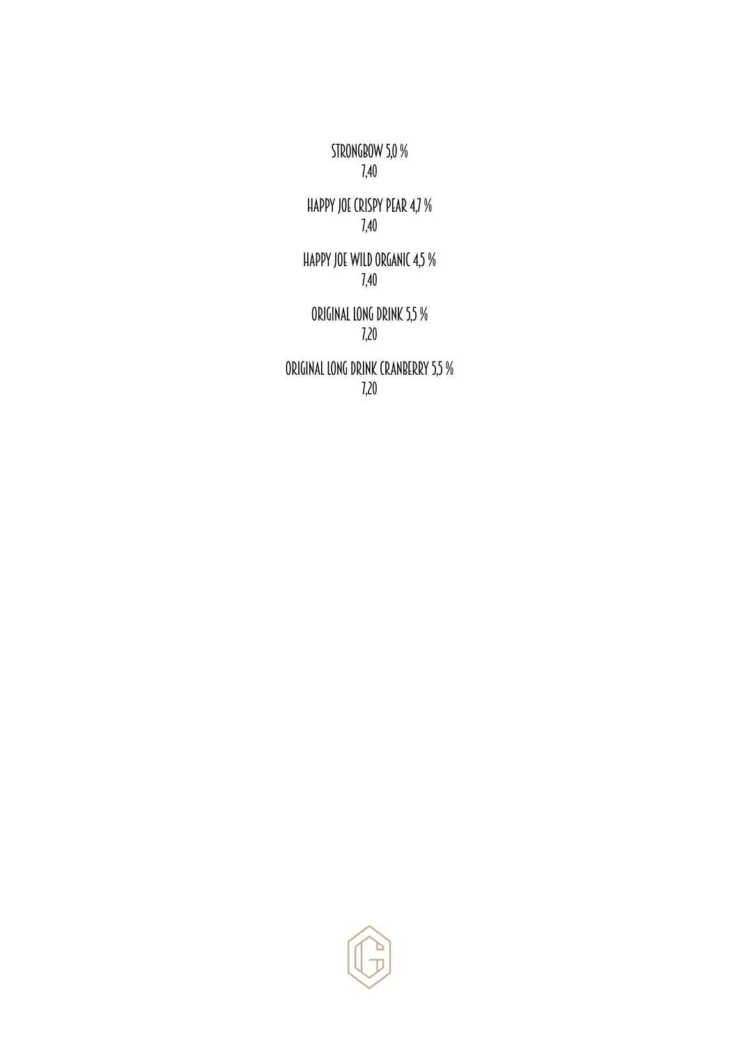STRONGBOW 5,0 %
7,40

HAPPY JOE CRISPY PEAR 4,7 %
7,40

HAPPY JOE WILD ORGANIC 4,5 %
7,40

ORIGINAL LONG DRINK 5,5 %
7,20

ORIGINAL LONG DRINK CRANBERRY 5,5 %
7,20